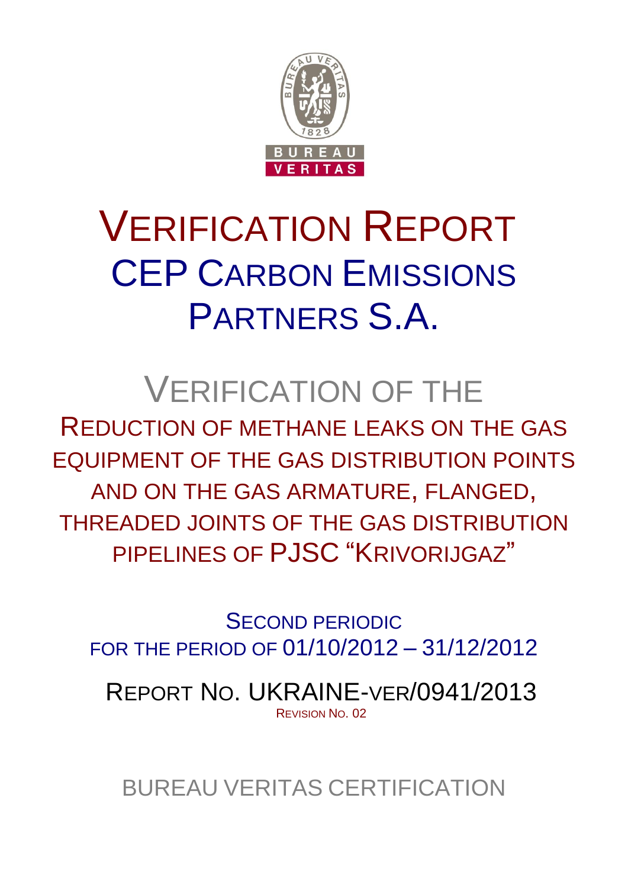# Verification Report

## CEP Carbon Emissions Partners S.A.

# Verification of the

## Reduction of methane leaks on the gas equipment of the gas distribution points and on the gas armature, flanged, threaded joints of the gas distribution pipelines of PJSC "Krivorijgaz"

Second periodic
for the period of 01/10/2012 – 31/12/2012

Report No. UKRAINE-ver/0941/2013
Revision No. 02

BUREAU VERITAS CERTIFICATION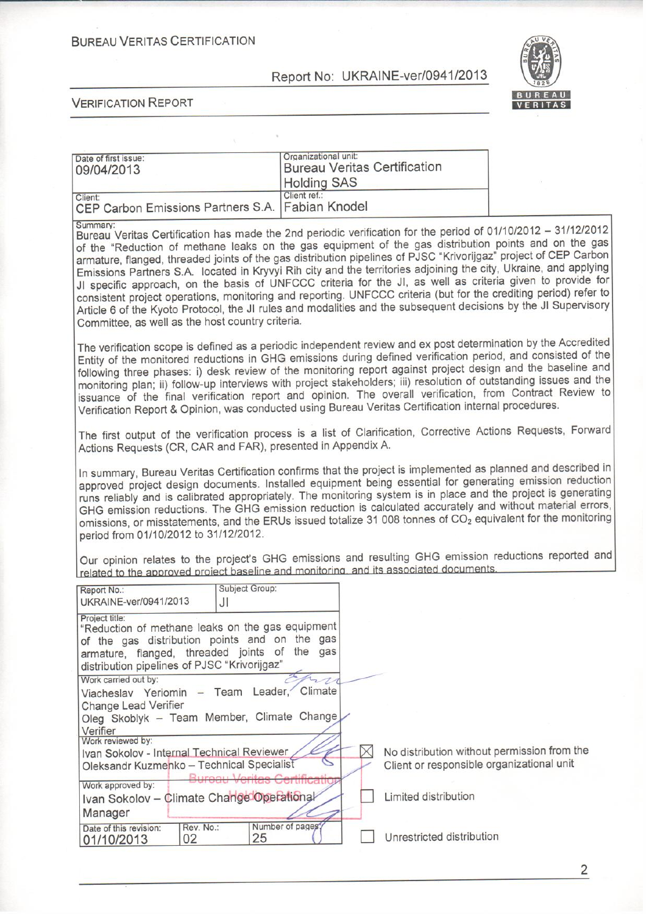BUREAU VERITAS CERTIFICATION

Report No: UKRAINE-ver/0941/2013

VERIFICATION REPORT

| Date of first issue: 09/04/2013 | Organizational unit: Bureau Veritas Certification Holding SAS |
|---|---|
| Client: CEP Carbon Emissions Partners S.A. | Client ref.: Fabian Knodel |

Summary:

Bureau Veritas Certification has made the 2nd periodic verification for the period of 01/10/2012 – 31/12/2012 of the "Reduction of methane leaks on the gas equipment of the gas distribution points and on the gas armature, flanged, threaded joints of the gas distribution pipelines of PJSC "Krivorijgaz" project of CEP Carbon Emissions Partners S.A. located in Kryvyi Rih city and the territories adjoining the city, Ukraine, and applying JI specific approach, on the basis of UNFCCC criteria for the JI, as well as criteria given to provide for consistent project operations, monitoring and reporting. UNFCCC criteria (but for the crediting period) refer to Article 6 of the Kyoto Protocol, the JI rules and modalities and the subsequent decisions by the JI Supervisory Committee, as well as the host country criteria.

The verification scope is defined as a periodic independent review and ex post determination by the Accredited Entity of the monitored reductions in GHG emissions during defined verification period, and consisted of the following three phases: i) desk review of the monitoring report against project design and the baseline and monitoring plan; ii) follow-up interviews with project stakeholders; iii) resolution of outstanding issues and the issuance of the final verification report and opinion. The overall verification, from Contract Review to Verification Report & Opinion, was conducted using Bureau Veritas Certification internal procedures.

The first output of the verification process is a list of Clarification, Corrective Actions Requests, Forward Actions Requests (CR, CAR and FAR), presented in Appendix A.

In summary, Bureau Veritas Certification confirms that the project is implemented as planned and described in approved project design documents. Installed equipment being essential for generating emission reduction runs reliably and is calibrated appropriately. The monitoring system is in place and the project is generating GHG emission reductions. The GHG emission reduction is calculated accurately and without material errors, omissions, or misstatements, and the ERUs issued totalize 31 008 tonnes of $CO_2$ equivalent for the monitoring period from 01/10/2012 to 31/12/2012.

Our opinion relates to the project's GHG emissions and resulting GHG emission reductions reported and related to the approved project baseline and monitoring, and its associated documents.

| Report No.: UKRAINE-ver/0941/2013 | Subject Group: JI | |
|---|---|---|
| Project title: "Reduction of methane leaks on the gas equipment of the gas distribution points and on the gas armature, flanged, threaded joints of the gas distribution pipelines of PJSC "Krivorijgaz" | | |
| Work carried out by: Viacheslav Yeriomin – Team Leader, Climate Change Lead Verifier; Oleg Skoblyk – Team Member, Climate Change Verifier | | |
| Work reviewed by: Ivan Sokolov - Internal Technical Reviewer; Oleksandr Kuzmenko – Technical Specialist | | |
| Work approved by: Ivan Sokolov – Climate Change Operational Manager | | |
| Date of this revision: 01/10/2013 | Rev. No.: 02 | Number of pages: 25 |

- [x] No distribution without permission from the Client or responsible organizational unit
- [ ] Limited distribution
- [ ] Unrestricted distribution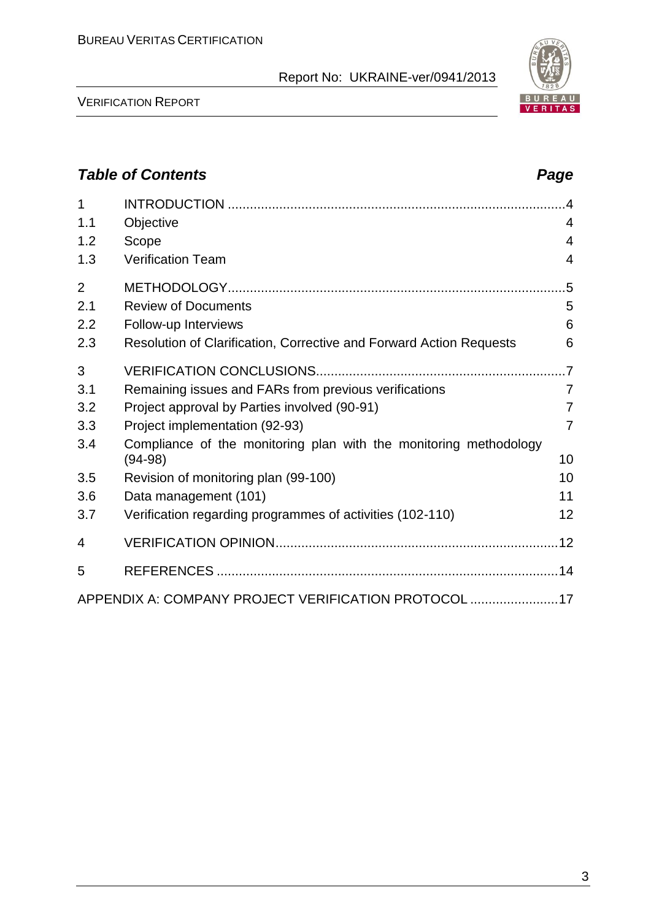## *Table of Contents*

| | | Page |
|---|---|---|
| 1 | INTRODUCTION | 4 |
| 1.1 | Objective | 4 |
| 1.2 | Scope | 4 |
| 1.3 | Verification Team | 4 |
| 2 | METHODOLOGY | 5 |
| 2.1 | Review of Documents | 5 |
| 2.2 | Follow-up Interviews | 6 |
| 2.3 | Resolution of Clarification, Corrective and Forward Action Requests | 6 |
| 3 | VERIFICATION CONCLUSIONS | 7 |
| 3.1 | Remaining issues and FARs from previous verifications | 7 |
| 3.2 | Project approval by Parties involved (90-91) | 7 |
| 3.3 | Project implementation (92-93) | 7 |
| 3.4 | Compliance of the monitoring plan with the monitoring methodology (94-98) | 10 |
| 3.5 | Revision of monitoring plan (99-100) | 10 |
| 3.6 | Data management (101) | 11 |
| 3.7 | Verification regarding programmes of activities (102-110) | 12 |
| 4 | VERIFICATION OPINION | 12 |
| 5 | REFERENCES | 14 |
| | APPENDIX A: COMPANY PROJECT VERIFICATION PROTOCOL | 17 |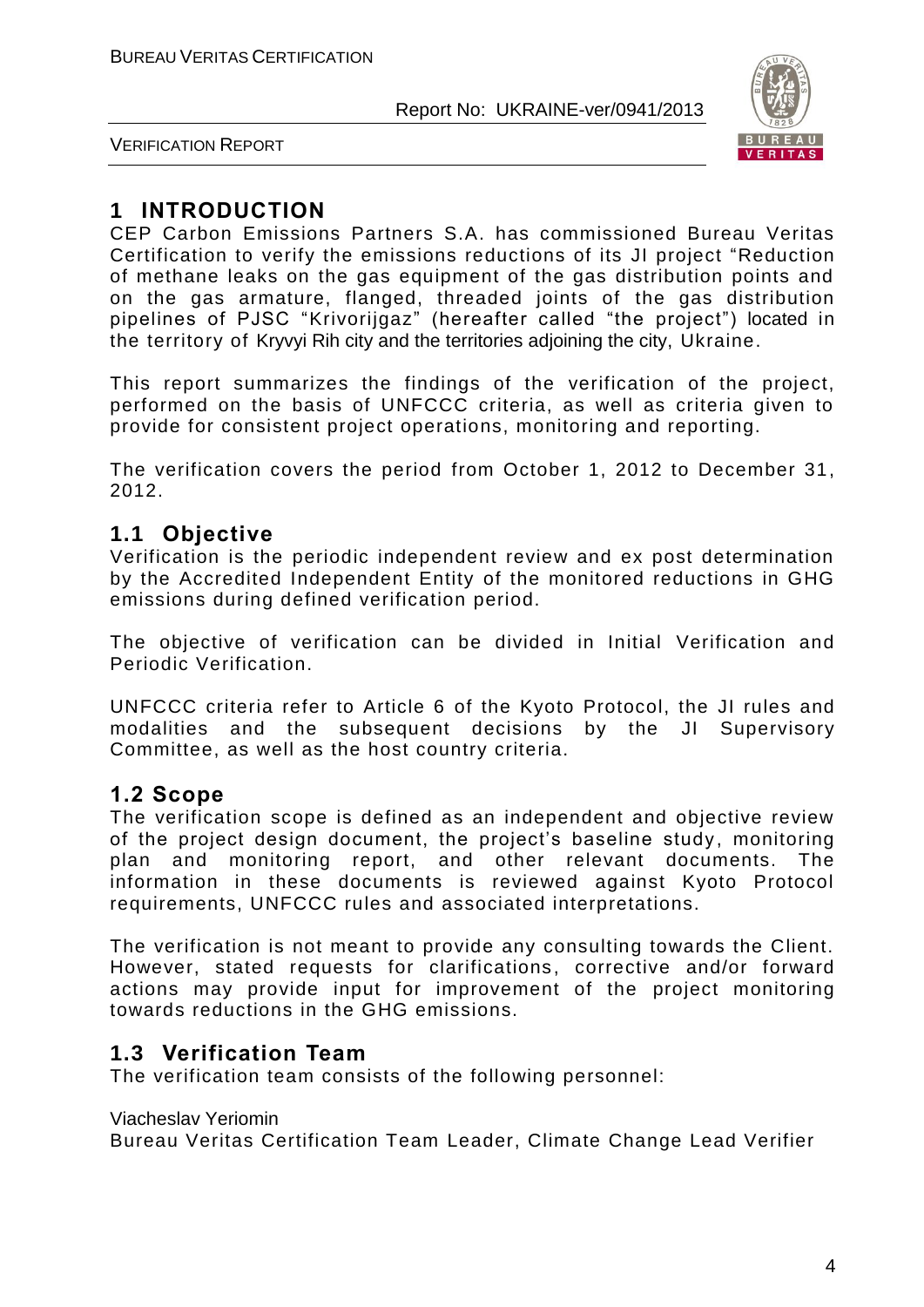# 1 INTRODUCTION

CEP Carbon Emissions Partners S.A. has commissioned Bureau Veritas Certification to verify the emissions reductions of its JI project "Reduction of methane leaks on the gas equipment of the gas distribution points and on the gas armature, flanged, threaded joints of the gas distribution pipelines of PJSC "Krivorijgaz" (hereafter called "the project") located in the territory of Kryvyi Rih city and the territories adjoining the city, Ukraine.

This report summarizes the findings of the verification of the project, performed on the basis of UNFCCC criteria, as well as criteria given to provide for consistent project operations, monitoring and reporting.

The verification covers the period from October 1, 2012 to December 31, 2012.

## 1.1 Objective

Verification is the periodic independent review and ex post determination by the Accredited Independent Entity of the monitored reductions in GHG emissions during defined verification period.

The objective of verification can be divided in Initial Verification and Periodic Verification.

UNFCCC criteria refer to Article 6 of the Kyoto Protocol, the JI rules and modalities and the subsequent decisions by the JI Supervisory Committee, as well as the host country criteria.

## 1.2 Scope

The verification scope is defined as an independent and objective review of the project design document, the project's baseline study, monitoring plan and monitoring report, and other relevant documents. The information in these documents is reviewed against Kyoto Protocol requirements, UNFCCC rules and associated interpretations.

The verification is not meant to provide any consulting towards the Client. However, stated requests for clarifications, corrective and/or forward actions may provide input for improvement of the project monitoring towards reductions in the GHG emissions.

## 1.3 Verification Team

The verification team consists of the following personnel:

Viacheslav Yeriomin
Bureau Veritas Certification Team Leader, Climate Change Lead Verifier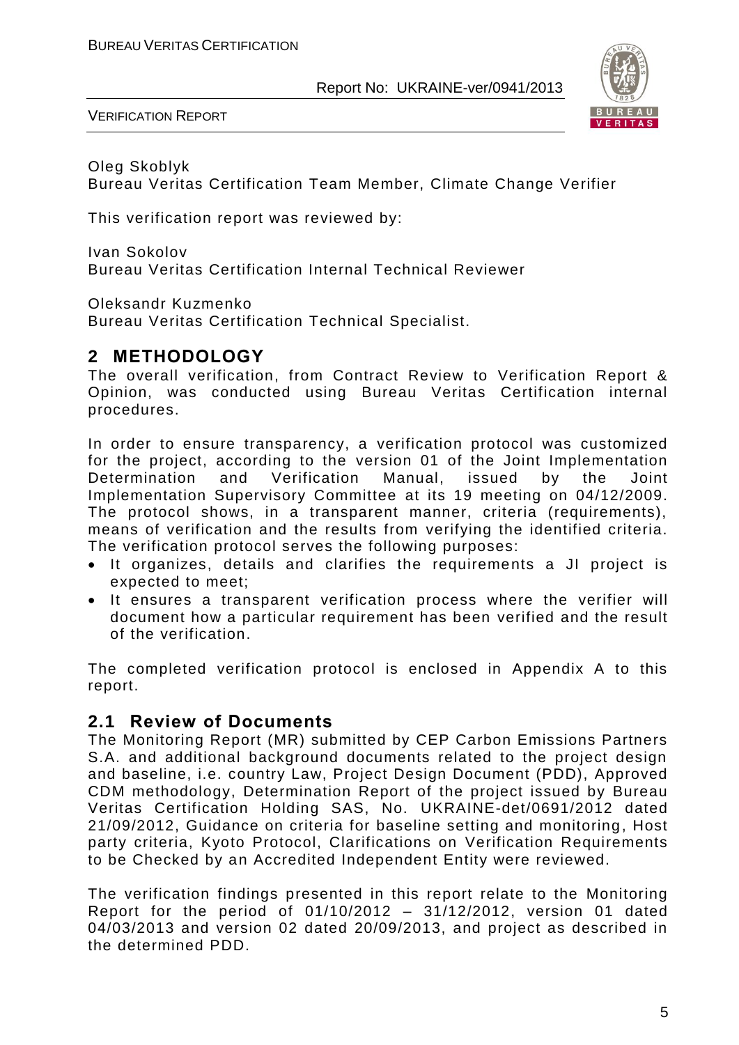Oleg Skoblyk
Bureau Veritas Certification Team Member, Climate Change Verifier

This verification report was reviewed by:

Ivan Sokolov
Bureau Veritas Certification Internal Technical Reviewer

Oleksandr Kuzmenko
Bureau Veritas Certification Technical Specialist.

## 2 METHODOLOGY

The overall verification, from Contract Review to Verification Report & Opinion, was conducted using Bureau Veritas Certification internal procedures.

In order to ensure transparency, a verification protocol was customized for the project, according to the version 01 of the Joint Implementation Determination and Verification Manual, issued by the Joint Implementation Supervisory Committee at its 19 meeting on 04/12/2009. The protocol shows, in a transparent manner, criteria (requirements), means of verification and the results from verifying the identified criteria. The verification protocol serves the following purposes:

- It organizes, details and clarifies the requirements a JI project is expected to meet;
- It ensures a transparent verification process where the verifier will document how a particular requirement has been verified and the result of the verification.

The completed verification protocol is enclosed in Appendix A to this report.

### 2.1 Review of Documents

The Monitoring Report (MR) submitted by CEP Carbon Emissions Partners S.A. and additional background documents related to the project design and baseline, i.e. country Law, Project Design Document (PDD), Approved CDM methodology, Determination Report of the project issued by Bureau Veritas Certification Holding SAS, No. UKRAINE-det/0691/2012 dated 21/09/2012, Guidance on criteria for baseline setting and monitoring, Host party criteria, Kyoto Protocol, Clarifications on Verification Requirements to be Checked by an Accredited Independent Entity were reviewed.

The verification findings presented in this report relate to the Monitoring Report for the period of 01/10/2012 – 31/12/2012, version 01 dated 04/03/2013 and version 02 dated 20/09/2013, and project as described in the determined PDD.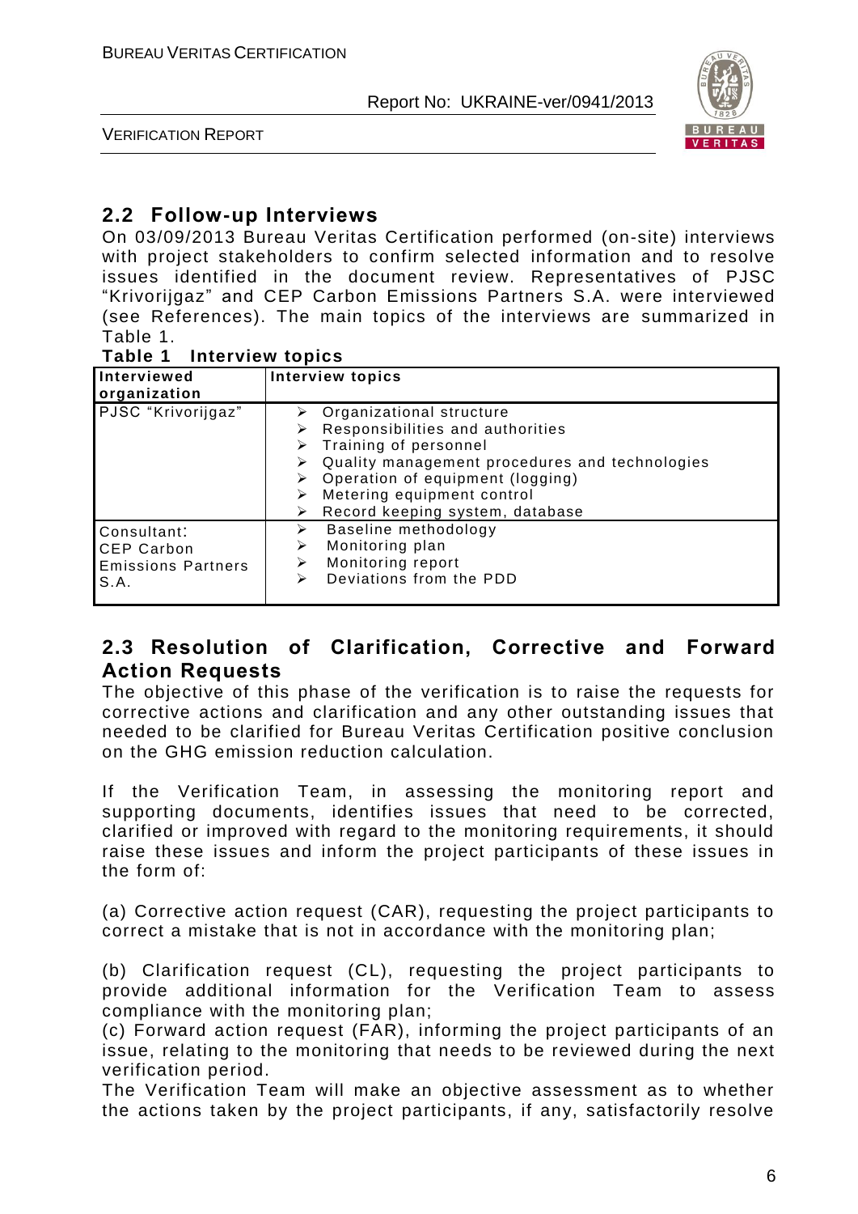## 2.2 Follow-up Interviews

On 03/09/2013 Bureau Veritas Certification performed (on-site) interviews with project stakeholders to confirm selected information and to resolve issues identified in the document review. Representatives of PJSC "Krivorijgaz" and CEP Carbon Emissions Partners S.A. were interviewed (see References). The main topics of the interviews are summarized in Table 1.

**Table 1 Interview topics**

| Interviewed organization | Interview topics |
|---|---|
| PJSC "Krivorijgaz" | ➢ Organizational structure<br>➢ Responsibilities and authorities<br>➢ Training of personnel<br>➢ Quality management procedures and technologies<br>➢ Operation of equipment (logging)<br>➢ Metering equipment control<br>➢ Record keeping system, database |
| Consultant: CEP Carbon Emissions Partners S.A. | ➢ Baseline methodology<br>➢ Monitoring plan<br>➢ Monitoring report<br>➢ Deviations from the PDD |

## 2.3 Resolution of Clarification, Corrective and Forward Action Requests

The objective of this phase of the verification is to raise the requests for corrective actions and clarification and any other outstanding issues that needed to be clarified for Bureau Veritas Certification positive conclusion on the GHG emission reduction calculation.

If the Verification Team, in assessing the monitoring report and supporting documents, identifies issues that need to be corrected, clarified or improved with regard to the monitoring requirements, it should raise these issues and inform the project participants of these issues in the form of:

(a) Corrective action request (CAR), requesting the project participants to correct a mistake that is not in accordance with the monitoring plan;

(b) Clarification request (CL), requesting the project participants to provide additional information for the Verification Team to assess compliance with the monitoring plan;

(c) Forward action request (FAR), informing the project participants of an issue, relating to the monitoring that needs to be reviewed during the next verification period.

The Verification Team will make an objective assessment as to whether the actions taken by the project participants, if any, satisfactorily resolve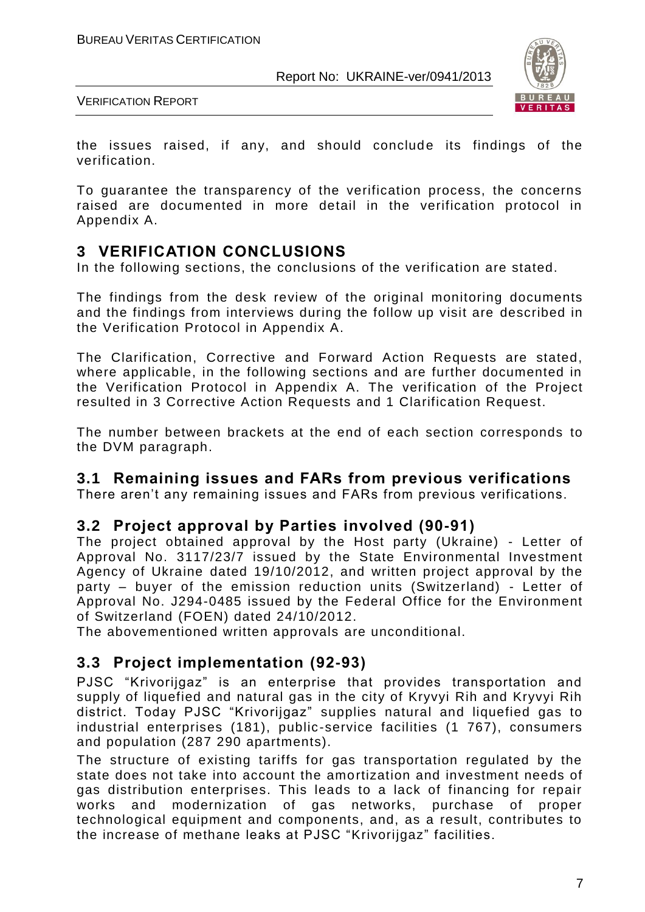the issues raised, if any, and should conclude its findings of the verification.

To guarantee the transparency of the verification process, the concerns raised are documented in more detail in the verification protocol in Appendix A.

## 3 VERIFICATION CONCLUSIONS

In the following sections, the conclusions of the verification are stated.

The findings from the desk review of the original monitoring documents and the findings from interviews during the follow up visit are described in the Verification Protocol in Appendix A.

The Clarification, Corrective and Forward Action Requests are stated, where applicable, in the following sections and are further documented in the Verification Protocol in Appendix A. The verification of the Project resulted in 3 Corrective Action Requests and 1 Clarification Request.

The number between brackets at the end of each section corresponds to the DVM paragraph.

### 3.1 Remaining issues and FARs from previous verifications

There aren't any remaining issues and FARs from previous verifications.

### 3.2 Project approval by Parties involved (90-91)

The project obtained approval by the Host party (Ukraine) - Letter of Approval No. 3117/23/7 issued by the State Environmental Investment Agency of Ukraine dated 19/10/2012, and written project approval by the party – buyer of the emission reduction units (Switzerland) - Letter of Approval No. J294-0485 issued by the Federal Office for the Environment of Switzerland (FOEN) dated 24/10/2012.

The abovementioned written approvals are unconditional.

### 3.3 Project implementation (92-93)

PJSC "Krivorijgaz" is an enterprise that provides transportation and supply of liquefied and natural gas in the city of Kryvyi Rih and Kryvyi Rih district. Today PJSC "Krivorijgaz" supplies natural and liquefied gas to industrial enterprises (181), public-service facilities (1 767), consumers and population (287 290 apartments).

The structure of existing tariffs for gas transportation regulated by the state does not take into account the amortization and investment needs of gas distribution enterprises. This leads to a lack of financing for repair works and modernization of gas networks, purchase of proper technological equipment and components, and, as a result, contributes to the increase of methane leaks at PJSC "Krivorijgaz" facilities.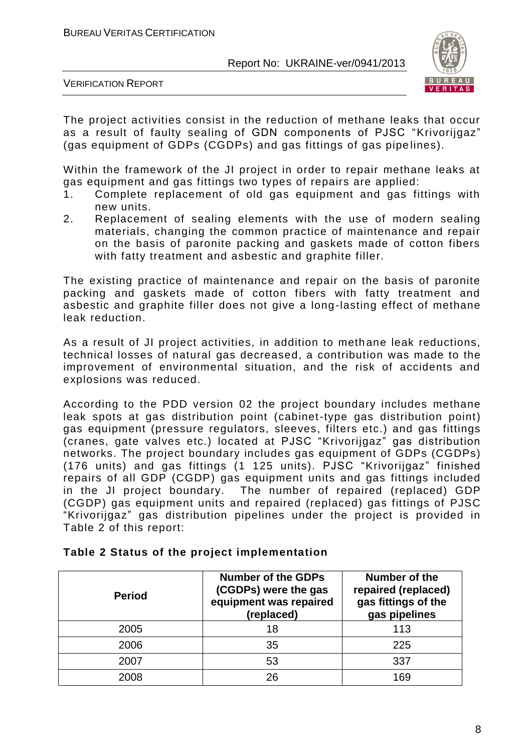The project activities consist in the reduction of methane leaks that occur as a result of faulty sealing of GDN components of PJSC "Krivorijgaz" (gas equipment of GDPs (CGDPs) and gas fittings of gas pipelines).

Within the framework of the JI project in order to repair methane leaks at gas equipment and gas fittings two types of repairs are applied:

1. Complete replacement of old gas equipment and gas fittings with new units.
2. Replacement of sealing elements with the use of modern sealing materials, changing the common practice of maintenance and repair on the basis of paronite packing and gaskets made of cotton fibers with fatty treatment and asbestic and graphite filler.

The existing practice of maintenance and repair on the basis of paronite packing and gaskets made of cotton fibers with fatty treatment and asbestic and graphite filler does not give a long-lasting effect of methane leak reduction.

As a result of JI project activities, in addition to methane leak reductions, technical losses of natural gas decreased, a contribution was made to the improvement of environmental situation, and the risk of accidents and explosions was reduced.

According to the PDD version 02 the project boundary includes methane leak spots at gas distribution point (cabinet-type gas distribution point) gas equipment (pressure regulators, sleeves, filters etc.) and gas fittings (cranes, gate valves etc.) located at PJSC "Krivorijgaz" gas distribution networks. The project boundary includes gas equipment of GDPs (CGDPs) (176 units) and gas fittings (1 125 units). PJSC "Krivorijgaz" finished repairs of all GDP (CGDP) gas equipment units and gas fittings included in the JI project boundary. The number of repaired (replaced) GDP (CGDP) gas equipment units and repaired (replaced) gas fittings of PJSC "Krivorijgaz" gas distribution pipelines under the project is provided in Table 2 of this report:

**Table 2 Status of the project implementation**

| Period | Number of the GDPs (CGDPs) were the gas equipment was repaired (replaced) | Number of the repaired (replaced) gas fittings of the gas pipelines |
|---|---|---|
| 2005 | 18 | 113 |
| 2006 | 35 | 225 |
| 2007 | 53 | 337 |
| 2008 | 26 | 169 |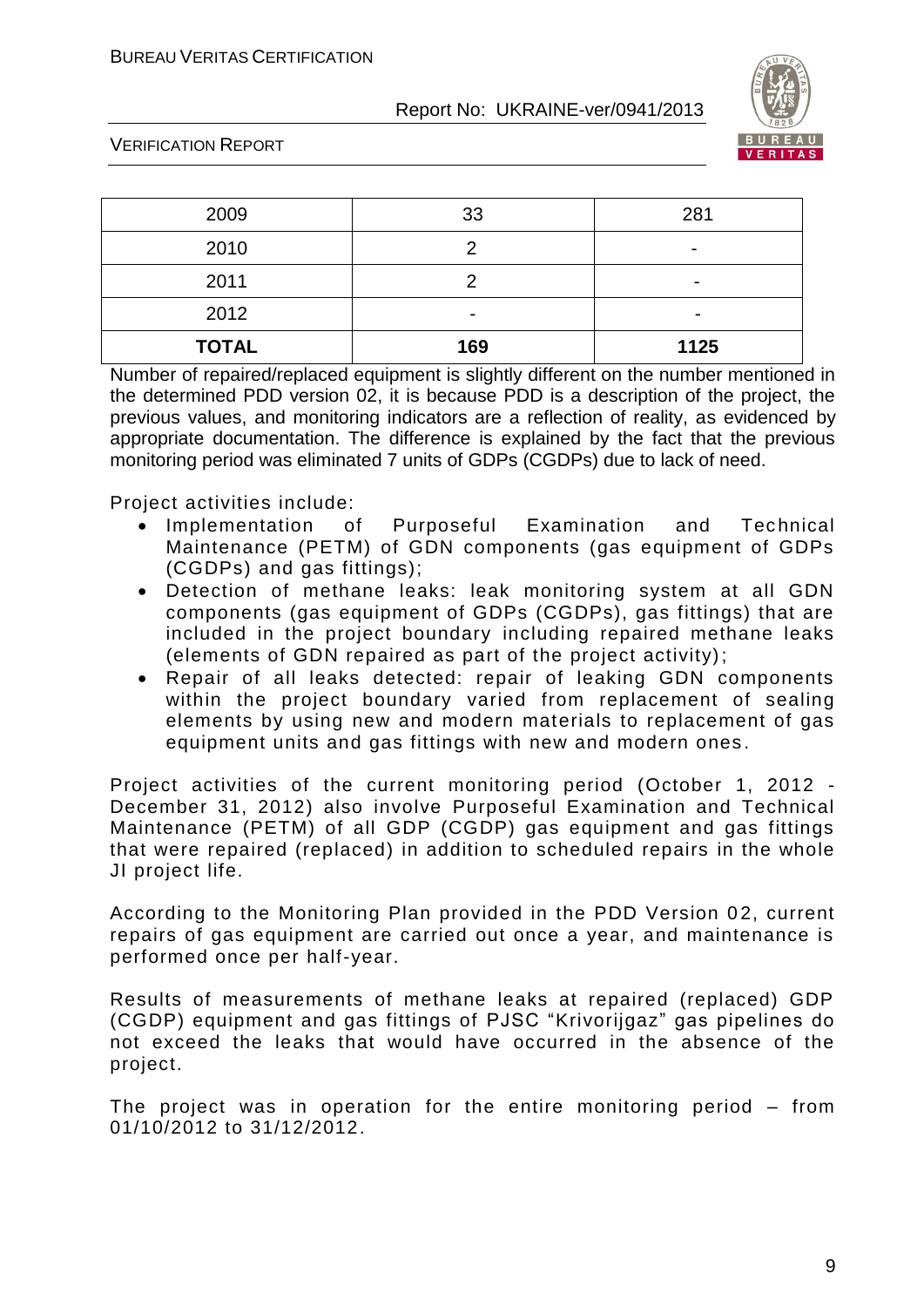| 2009 | 33 | 281 |
|---|---|---|
| 2010 | 2 | - |
| 2011 | 2 | - |
| 2012 | - | - |
| **TOTAL** | **169** | **1125** |

Number of repaired/replaced equipment is slightly different on the number mentioned in the determined PDD version 02, it is because PDD is a description of the project, the previous values, and monitoring indicators are a reflection of reality, as evidenced by appropriate documentation. The difference is explained by the fact that the previous monitoring period was eliminated 7 units of GDPs (CGDPs) due to lack of need.

Project activities include:

- Implementation of Purposeful Examination and Technical Maintenance (PETM) of GDN components (gas equipment of GDPs (CGDPs) and gas fittings);
- Detection of methane leaks: leak monitoring system at all GDN components (gas equipment of GDPs (CGDPs), gas fittings) that are included in the project boundary including repaired methane leaks (elements of GDN repaired as part of the project activity);
- Repair of all leaks detected: repair of leaking GDN components within the project boundary varied from replacement of sealing elements by using new and modern materials to replacement of gas equipment units and gas fittings with new and modern ones.

Project activities of the current monitoring period (October 1, 2012 - December 31, 2012) also involve Purposeful Examination and Technical Maintenance (PETM) of all GDP (CGDP) gas equipment and gas fittings that were repaired (replaced) in addition to scheduled repairs in the whole JI project life.

According to the Monitoring Plan provided in the PDD Version 02, current repairs of gas equipment are carried out once a year, and maintenance is performed once per half-year.

Results of measurements of methane leaks at repaired (replaced) GDP (CGDP) equipment and gas fittings of PJSC "Krivorijgaz" gas pipelines do not exceed the leaks that would have occurred in the absence of the project.

The project was in operation for the entire monitoring period – from 01/10/2012 to 31/12/2012.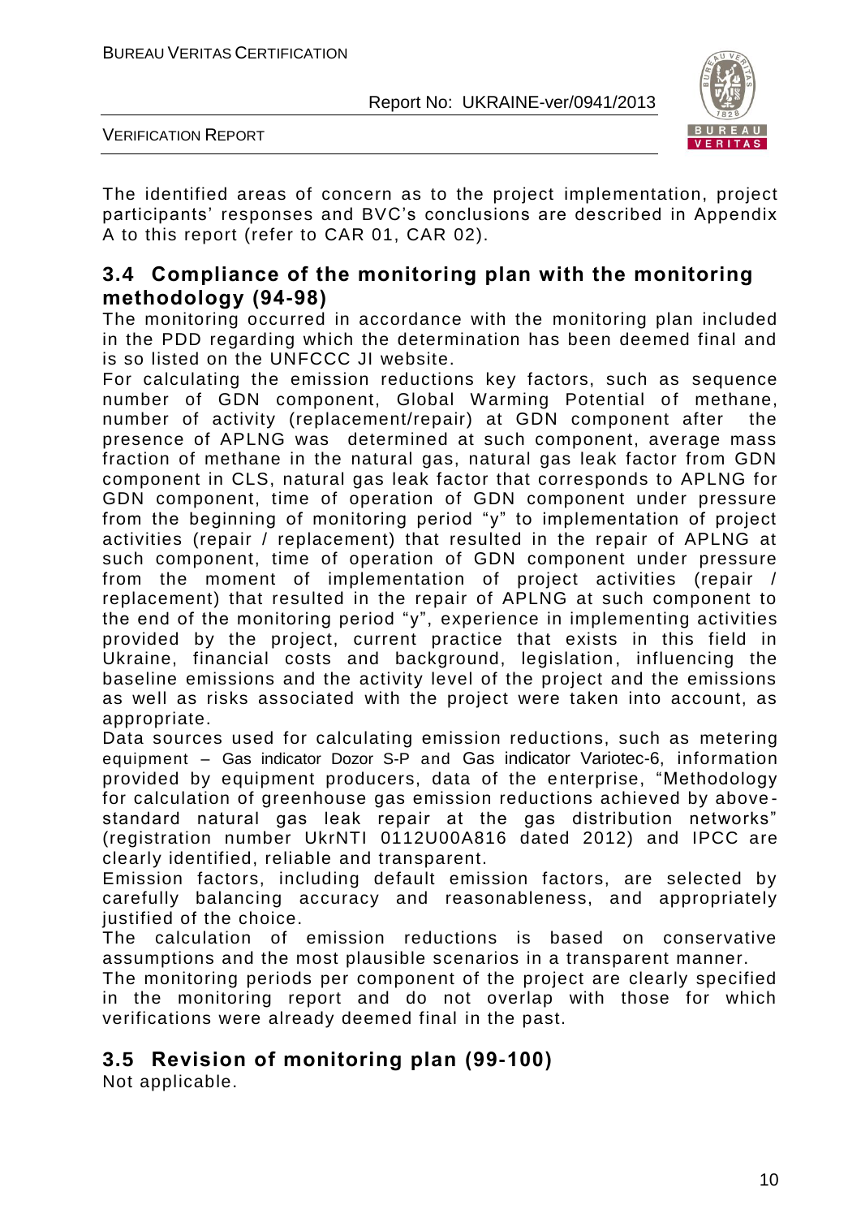The identified areas of concern as to the project implementation, project participants' responses and BVC's conclusions are described in Appendix A to this report (refer to CAR 01, CAR 02).

### 3.4 Compliance of the monitoring plan with the monitoring methodology (94-98)

The monitoring occurred in accordance with the monitoring plan included in the PDD regarding which the determination has been deemed final and is so listed on the UNFCCC JI website.

For calculating the emission reductions key factors, such as sequence number of GDN component, Global Warming Potential of methane, number of activity (replacement/repair) at GDN component after the presence of APLNG was determined at such component, average mass fraction of methane in the natural gas, natural gas leak factor from GDN component in CLS, natural gas leak factor that corresponds to APLNG for GDN component, time of operation of GDN component under pressure from the beginning of monitoring period "y" to implementation of project activities (repair / replacement) that resulted in the repair of APLNG at such component, time of operation of GDN component under pressure from the moment of implementation of project activities (repair / replacement) that resulted in the repair of APLNG at such component to the end of the monitoring period "y", experience in implementing activities provided by the project, current practice that exists in this field in Ukraine, financial costs and background, legislation, influencing the baseline emissions and the activity level of the project and the emissions as well as risks associated with the project were taken into account, as appropriate.

Data sources used for calculating emission reductions, such as metering equipment – Gas indicator Dozor S-P and Gas indicator Variotec-6, information provided by equipment producers, data of the enterprise, "Methodology for calculation of greenhouse gas emission reductions achieved by above-standard natural gas leak repair at the gas distribution networks" (registration number UkrNTI 0112U00A816 dated 2012) and IPCC are clearly identified, reliable and transparent.

Emission factors, including default emission factors, are selected by carefully balancing accuracy and reasonableness, and appropriately justified of the choice.

The calculation of emission reductions is based on conservative assumptions and the most plausible scenarios in a transparent manner.

The monitoring periods per component of the project are clearly specified in the monitoring report and do not overlap with those for which verifications were already deemed final in the past.

### 3.5 Revision of monitoring plan (99-100)

Not applicable.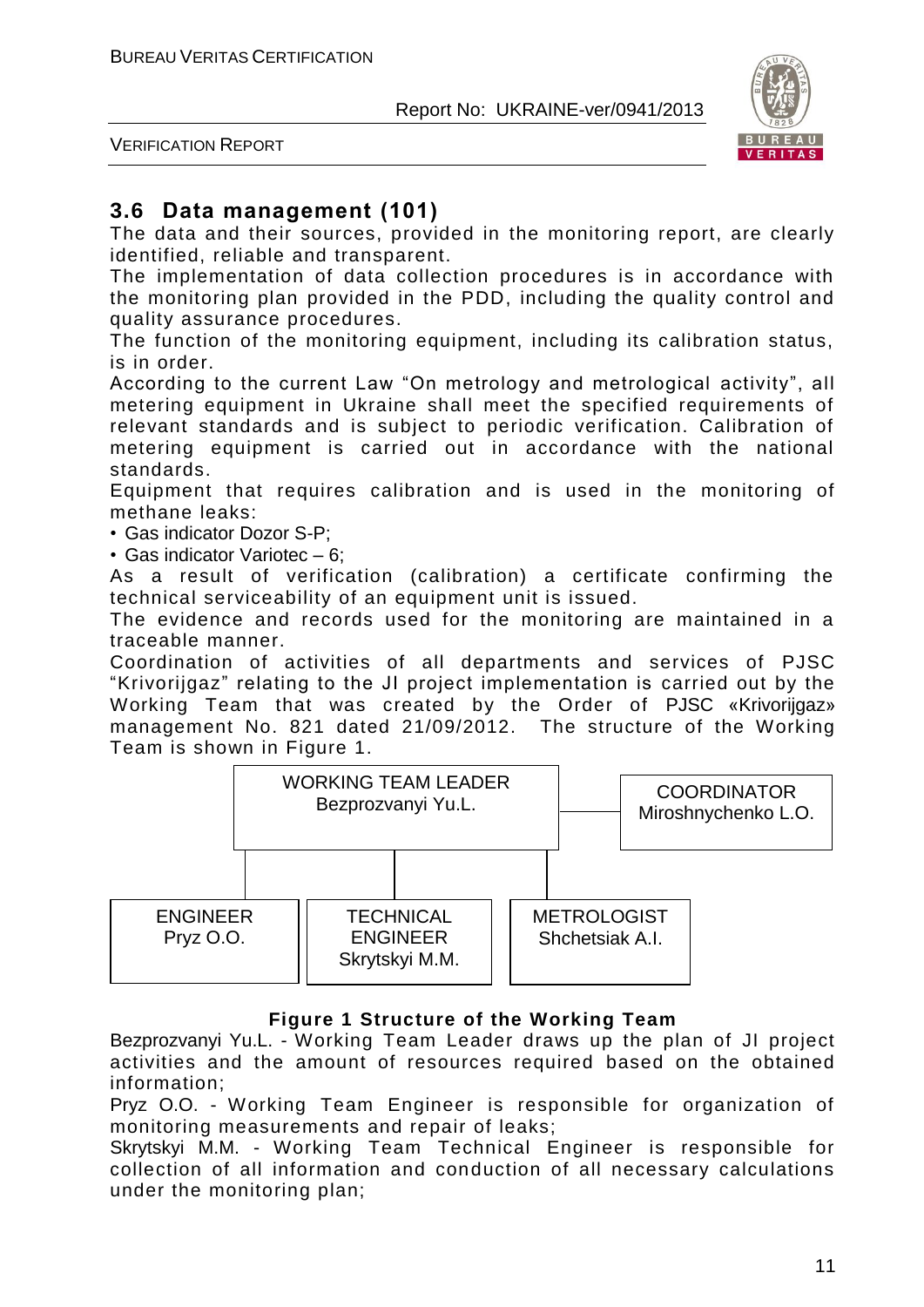## 3.6 Data management (101)

The data and their sources, provided in the monitoring report, are clearly identified, reliable and transparent.

The implementation of data collection procedures is in accordance with the monitoring plan provided in the PDD, including the quality control and quality assurance procedures.

The function of the monitoring equipment, including its calibration status, is in order.

According to the current Law "On metrology and metrological activity", all metering equipment in Ukraine shall meet the specified requirements of relevant standards and is subject to periodic verification. Calibration of metering equipment is carried out in accordance with the national standards.

Equipment that requires calibration and is used in the monitoring of methane leaks:

- Gas indicator Dozor S-P;
- Gas indicator Variotec – 6;

As a result of verification (calibration) a certificate confirming the technical serviceability of an equipment unit is issued.

The evidence and records used for the monitoring are maintained in a traceable manner.

Coordination of activities of all departments and services of PJSC "Krivorijgaz" relating to the JI project implementation is carried out by the Working Team that was created by the Order of PJSC «Krivorijgaz» management No. 821 dated 21/09/2012. The structure of the Working Team is shown in Figure 1.

WORKING TEAM LEADER
Bezprozvanyi Yu.L.

COORDINATOR
Miroshnychenko L.O.

ENGINEER
Pryz O.O.

TECHNICAL ENGINEER
Skrytskyi M.M.

METROLOGIST
Shchetsiak A.I.

**Figure 1 Structure of the Working Team**

Bezprozvanyi Yu.L. - Working Team Leader draws up the plan of JI project activities and the amount of resources required based on the obtained information;

Pryz O.O. - Working Team Engineer is responsible for organization of monitoring measurements and repair of leaks;

Skrytskyi M.M. - Working Team Technical Engineer is responsible for collection of all information and conduction of all necessary calculations under the monitoring plan;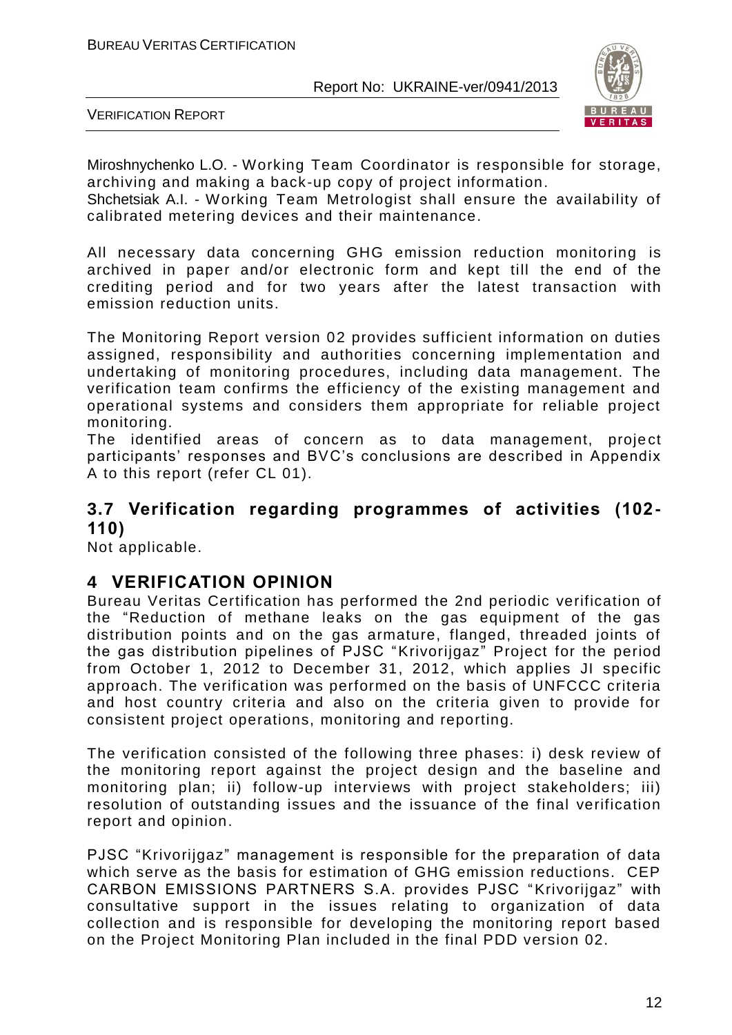Miroshnychenko L.O. - Working Team Coordinator is responsible for storage, archiving and making a back-up copy of project information.
Shchetsiak A.I. - Working Team Metrologist shall ensure the availability of calibrated metering devices and their maintenance.

All necessary data concerning GHG emission reduction monitoring is archived in paper and/or electronic form and kept till the end of the crediting period and for two years after the latest transaction with emission reduction units.

The Monitoring Report version 02 provides sufficient information on duties assigned, responsibility and authorities concerning implementation and undertaking of monitoring procedures, including data management. The verification team confirms the efficiency of the existing management and operational systems and considers them appropriate for reliable project monitoring.
The identified areas of concern as to data management, project participants' responses and BVC's conclusions are described in Appendix A to this report (refer CL 01).

## 3.7 Verification regarding programmes of activities (102-110)

Not applicable.

# 4 VERIFICATION OPINION

Bureau Veritas Certification has performed the 2nd periodic verification of the "Reduction of methane leaks on the gas equipment of the gas distribution points and on the gas armature, flanged, threaded joints of the gas distribution pipelines of PJSC "Krivorijgaz" Project for the period from October 1, 2012 to December 31, 2012, which applies JI specific approach. The verification was performed on the basis of UNFCCC criteria and host country criteria and also on the criteria given to provide for consistent project operations, monitoring and reporting.

The verification consisted of the following three phases: i) desk review of the monitoring report against the project design and the baseline and monitoring plan; ii) follow-up interviews with project stakeholders; iii) resolution of outstanding issues and the issuance of the final verification report and opinion.

PJSC "Krivorijgaz" management is responsible for the preparation of data which serve as the basis for estimation of GHG emission reductions. CEP CARBON EMISSIONS PARTNERS S.A. provides PJSC "Krivorijgaz" with consultative support in the issues relating to organization of data collection and is responsible for developing the monitoring report based on the Project Monitoring Plan included in the final PDD version 02.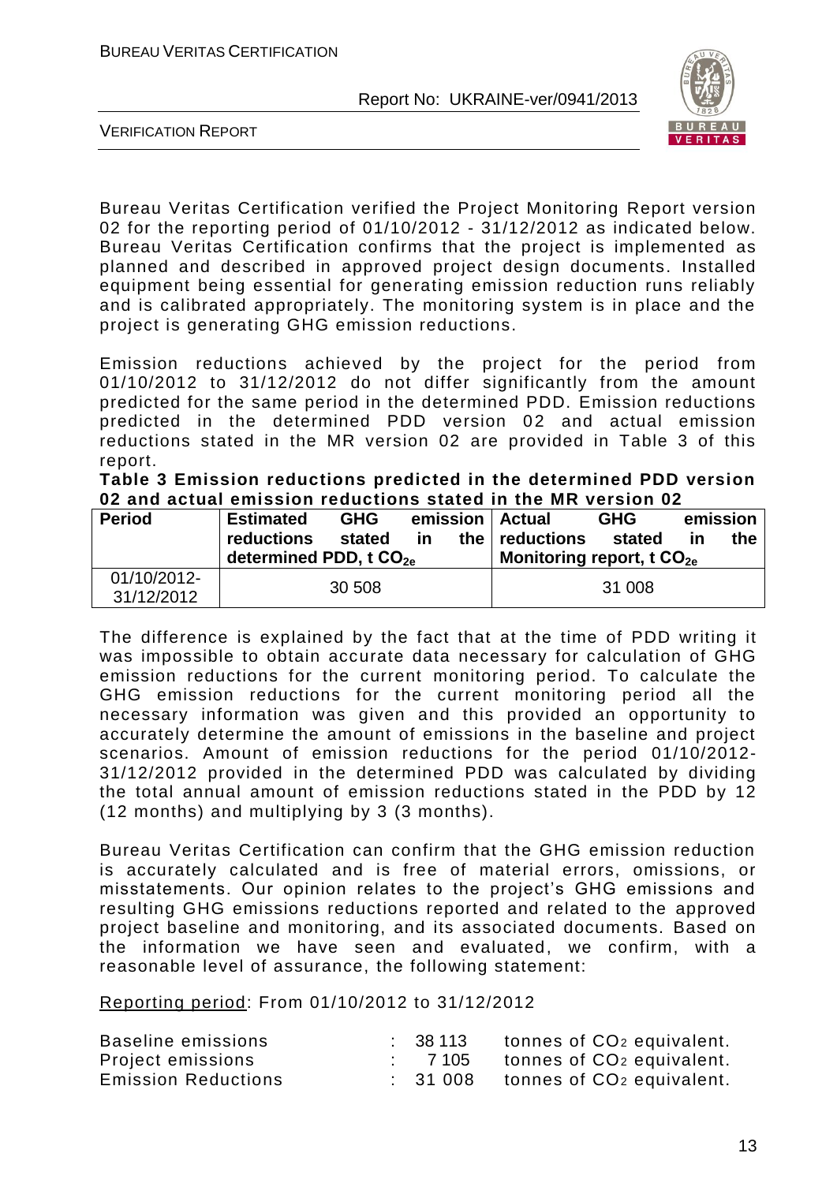Bureau Veritas Certification verified the Project Monitoring Report version 02 for the reporting period of 01/10/2012 - 31/12/2012 as indicated below. Bureau Veritas Certification confirms that the project is implemented as planned and described in approved project design documents. Installed equipment being essential for generating emission reduction runs reliably and is calibrated appropriately. The monitoring system is in place and the project is generating GHG emission reductions.

Emission reductions achieved by the project for the period from 01/10/2012 to 31/12/2012 do not differ significantly from the amount predicted for the same period in the determined PDD. Emission reductions predicted in the determined PDD version 02 and actual emission reductions stated in the MR version 02 are provided in Table 3 of this report.

**Table 3 Emission reductions predicted in the determined PDD version 02 and actual emission reductions stated in the MR version 02**

| Period | Estimated GHG emission reductions stated in the determined PDD, t $CO_{2e}$ | Actual GHG emission reductions stated in the Monitoring report, t $CO_{2e}$ |
|---|---|---|
| 01/10/2012-31/12/2012 | 30 508 | 31 008 |

The difference is explained by the fact that at the time of PDD writing it was impossible to obtain accurate data necessary for calculation of GHG emission reductions for the current monitoring period. To calculate the GHG emission reductions for the current monitoring period all the necessary information was given and this provided an opportunity to accurately determine the amount of emissions in the baseline and project scenarios. Amount of emission reductions for the period 01/10/2012-31/12/2012 provided in the determined PDD was calculated by dividing the total annual amount of emission reductions stated in the PDD by 12 (12 months) and multiplying by 3 (3 months).

Bureau Veritas Certification can confirm that the GHG emission reduction is accurately calculated and is free of material errors, omissions, or misstatements. Our opinion relates to the project's GHG emissions and resulting GHG emissions reductions reported and related to the approved project baseline and monitoring, and its associated documents. Based on the information we have seen and evaluated, we confirm, with a reasonable level of assurance, the following statement:

Reporting period: From 01/10/2012 to 31/12/2012

| | | |
|---|---|---|
| Baseline emissions | : 38 113 | tonnes of $CO_2$ equivalent. |
| Project emissions | : 7 105 | tonnes of $CO_2$ equivalent. |
| Emission Reductions | : 31 008 | tonnes of $CO_2$ equivalent. |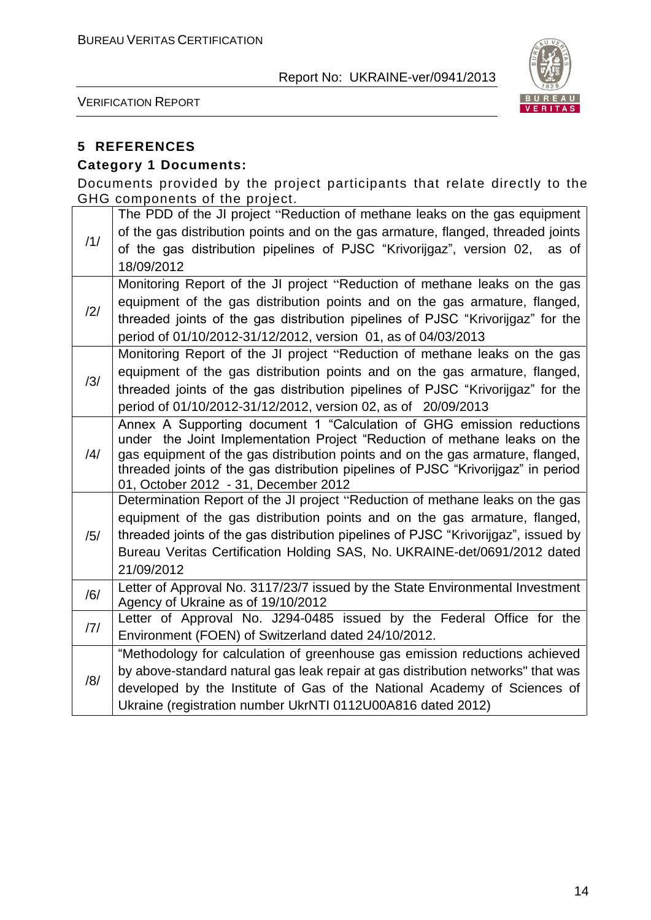## 5 REFERENCES

**Category 1 Documents:**

Documents provided by the project participants that relate directly to the GHG components of the project.

| | |
|---|---|
| /1/ | The PDD of the JI project "Reduction of methane leaks on the gas equipment of the gas distribution points and on the gas armature, flanged, threaded joints of the gas distribution pipelines of PJSC "Krivorijgaz", version 02, as of 18/09/2012 |
| /2/ | Monitoring Report of the JI project "Reduction of methane leaks on the gas equipment of the gas distribution points and on the gas armature, flanged, threaded joints of the gas distribution pipelines of PJSC "Krivorijgaz" for the period of 01/10/2012-31/12/2012, version 01, as of 04/03/2013 |
| /3/ | Monitoring Report of the JI project "Reduction of methane leaks on the gas equipment of the gas distribution points and on the gas armature, flanged, threaded joints of the gas distribution pipelines of PJSC "Krivorijgaz" for the period of 01/10/2012-31/12/2012, version 02, as of 20/09/2013 |
| /4/ | Annex A Supporting document 1 "Calculation of GHG emission reductions under the Joint Implementation Project "Reduction of methane leaks on the gas equipment of the gas distribution points and on the gas armature, flanged, threaded joints of the gas distribution pipelines of PJSC "Krivorijgaz" in period 01, October 2012 - 31, December 2012 |
| /5/ | Determination Report of the JI project "Reduction of methane leaks on the gas equipment of the gas distribution points and on the gas armature, flanged, threaded joints of the gas distribution pipelines of PJSC "Krivorijgaz", issued by Bureau Veritas Certification Holding SAS, No. UKRAINE-det/0691/2012 dated 21/09/2012 |
| /6/ | Letter of Approval No. 3117/23/7 issued by the State Environmental Investment Agency of Ukraine as of 19/10/2012 |
| /7/ | Letter of Approval No. J294-0485 issued by the Federal Office for the Environment (FOEN) of Switzerland dated 24/10/2012. |
| /8/ | "Methodology for calculation of greenhouse gas emission reductions achieved by above-standard natural gas leak repair at gas distribution networks" that was developed by the Institute of Gas of the National Academy of Sciences of Ukraine (registration number UkrNTI 0112U00A816 dated 2012) |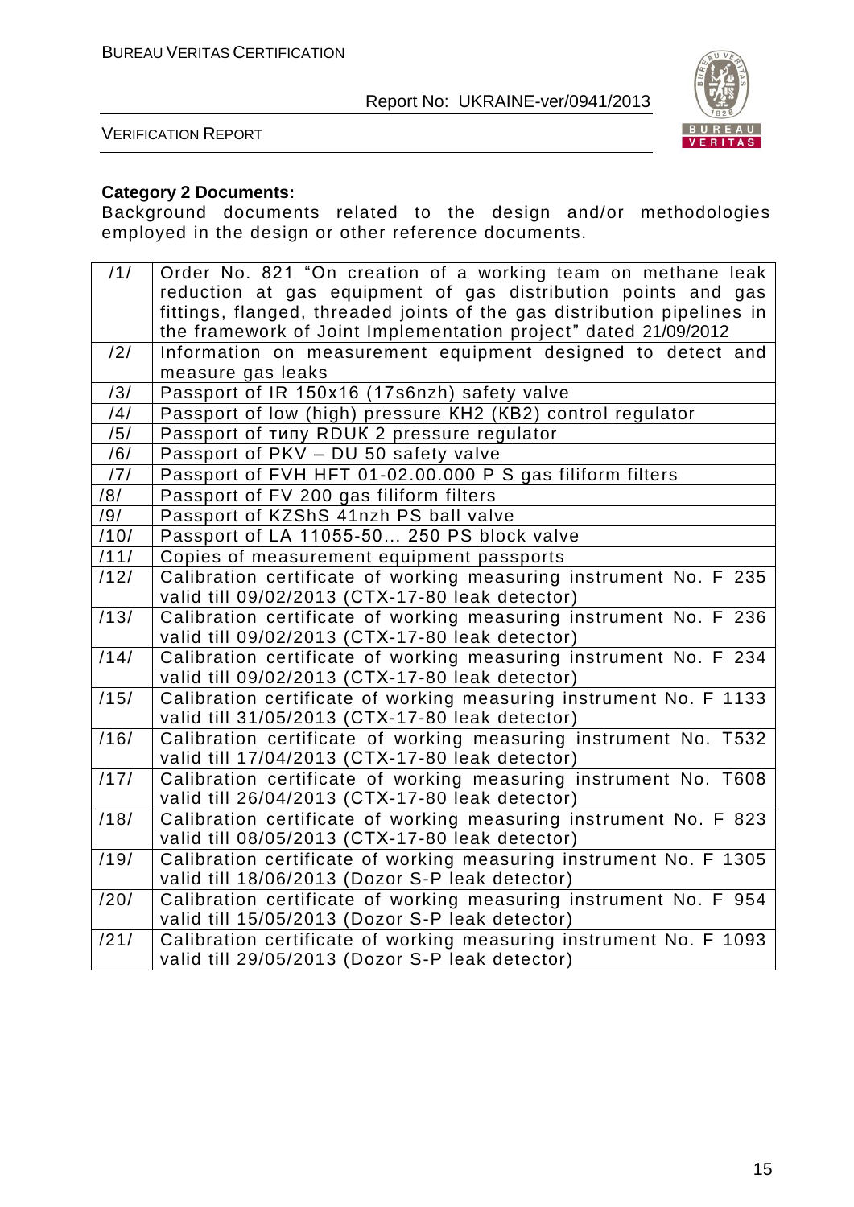**Category 2 Documents:**

Background documents related to the design and/or methodologies employed in the design or other reference documents.

| | |
|---|---|
| /1/ | Order No. 821 "On creation of a working team on methane leak reduction at gas equipment of gas distribution points and gas fittings, flanged, threaded joints of the gas distribution pipelines in the framework of Joint Implementation project" dated 21/09/2012 |
| /2/ | Information on measurement equipment designed to detect and measure gas leaks |
| /3/ | Passport of IR 150x16 (17s6nzh) safety valve |
| /4/ | Passport of low (high) pressure KH2 (KB2) control regulator |
| /5/ | Passport of типу RDUK 2 pressure regulator |
| /6/ | Passport of PKV – DU 50 safety valve |
| /7/ | Passport of FVH HFT 01-02.00.000 P S gas filiform filters |
| /8/ | Passport of FV 200 gas filiform filters |
| /9/ | Passport of KZShS 41nzh PS ball valve |
| /10/ | Passport of LA 11055-50... 250 PS block valve |
| /11/ | Copies of measurement equipment passports |
| /12/ | Calibration certificate of working measuring instrument No. F 235 valid till 09/02/2013 (CTX-17-80 leak detector) |
| /13/ | Calibration certificate of working measuring instrument No. F 236 valid till 09/02/2013 (CTX-17-80 leak detector) |
| /14/ | Calibration certificate of working measuring instrument No. F 234 valid till 09/02/2013 (CTX-17-80 leak detector) |
| /15/ | Calibration certificate of working measuring instrument No. F 1133 valid till 31/05/2013 (CTX-17-80 leak detector) |
| /16/ | Calibration certificate of working measuring instrument No. T532 valid till 17/04/2013 (CTX-17-80 leak detector) |
| /17/ | Calibration certificate of working measuring instrument No. T608 valid till 26/04/2013 (CTX-17-80 leak detector) |
| /18/ | Calibration certificate of working measuring instrument No. F 823 valid till 08/05/2013 (CTX-17-80 leak detector) |
| /19/ | Calibration certificate of working measuring instrument No. F 1305 valid till 18/06/2013 (Dozor S-P leak detector) |
| /20/ | Calibration certificate of working measuring instrument No. F 954 valid till 15/05/2013 (Dozor S-P leak detector) |
| /21/ | Calibration certificate of working measuring instrument No. F 1093 valid till 29/05/2013 (Dozor S-P leak detector) |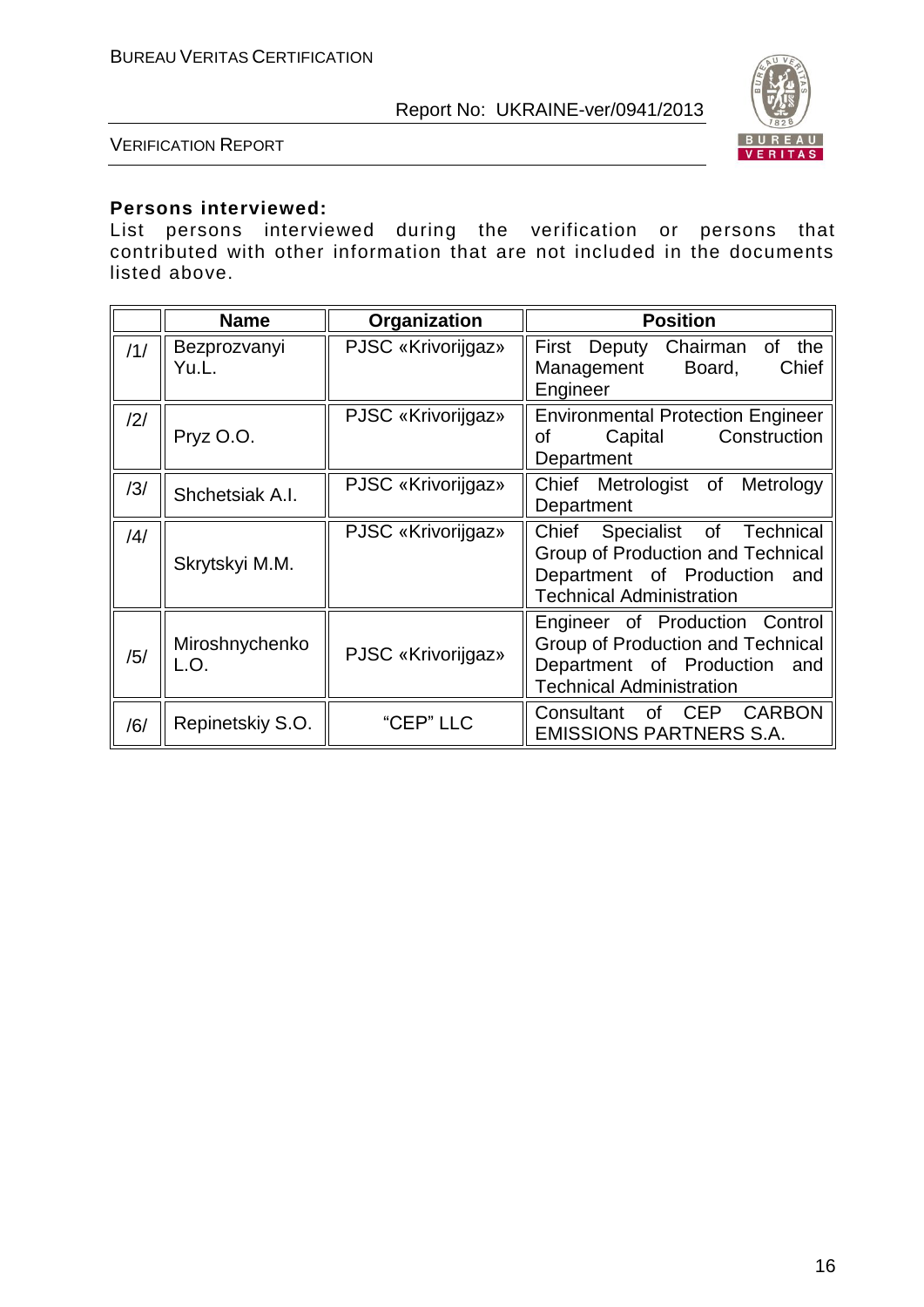**Persons interviewed:**

List persons interviewed during the verification or persons that contributed with other information that are not included in the documents listed above.

| | Name | Organization | Position |
|---|---|---|---|
| /1/ | Bezprozvanyi Yu.L. | PJSC «Krivorijgaz» | First Deputy Chairman of the Management Board, Chief Engineer |
| /2/ | Pryz O.O. | PJSC «Krivorijgaz» | Environmental Protection Engineer of Capital Construction Department |
| /3/ | Shchetsiak A.I. | PJSC «Krivorijgaz» | Chief Metrologist of Metrology Department |
| /4/ | Skrytskyi M.M. | PJSC «Krivorijgaz» | Chief Specialist of Technical Group of Production and Technical Department of Production and Technical Administration |
| /5/ | Miroshnychenko L.O. | PJSC «Krivorijgaz» | Engineer of Production Control Group of Production and Technical Department of Production and Technical Administration |
| /6/ | Repinetskiy S.O. | "CEP" LLC | Consultant of CEP CARBON EMISSIONS PARTNERS S.A. |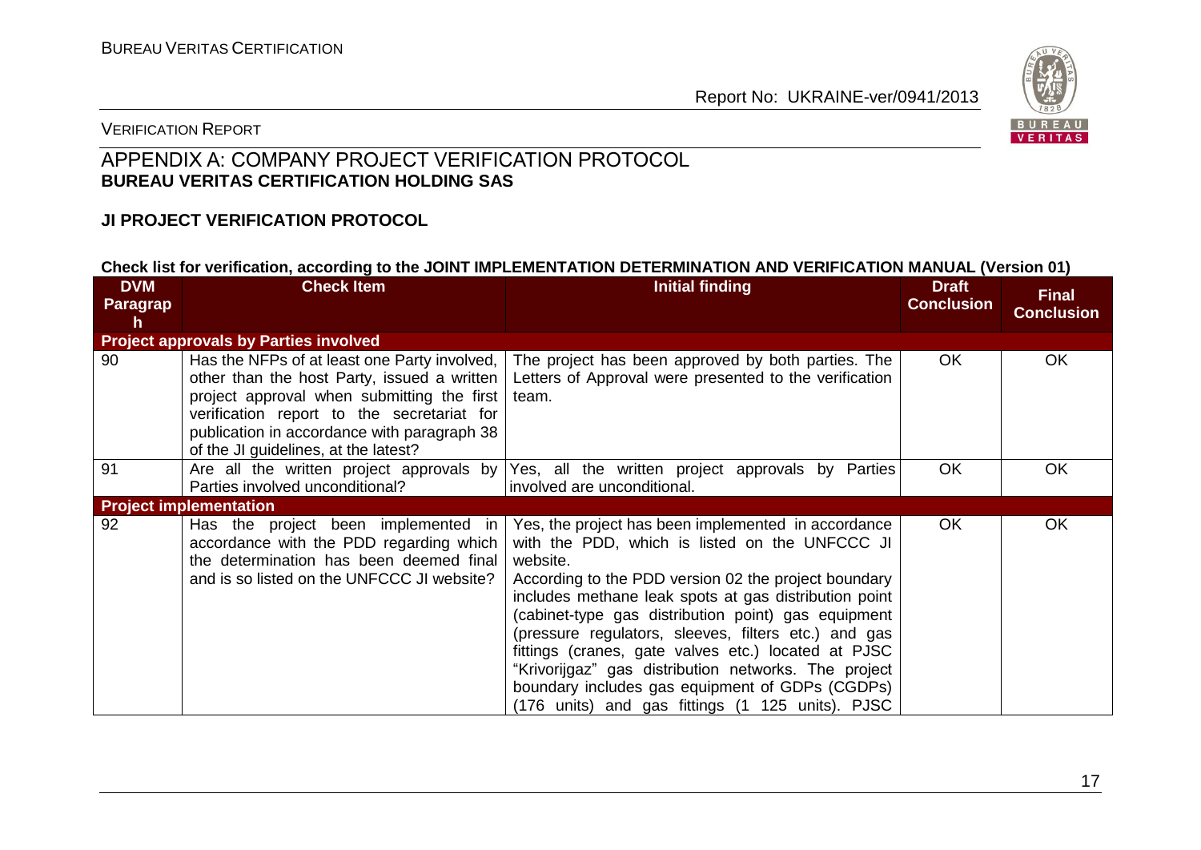# APPENDIX A: COMPANY PROJECT VERIFICATION PROTOCOL

**BUREAU VERITAS CERTIFICATION HOLDING SAS**

**JI PROJECT VERIFICATION PROTOCOL**

**Check list for verification, according to the JOINT IMPLEMENTATION DETERMINATION AND VERIFICATION MANUAL (Version 01)**

| DVM Paragraph | Check Item | Initial finding | Draft Conclusion | Final Conclusion |
|---|---|---|---|---|
| **Project approvals by Parties involved** | | | | |
| 90 | Has the NFPs of at least one Party involved, other than the host Party, issued a written project approval when submitting the first verification report to the secretariat for publication in accordance with paragraph 38 of the JI guidelines, at the latest? | The project has been approved by both parties. The Letters of Approval were presented to the verification team. | OK | OK |
| 91 | Are all the written project approvals by Parties involved unconditional? | Yes, all the written project approvals by Parties involved are unconditional. | OK | OK |
| **Project implementation** | | | | |
| 92 | Has the project been implemented in accordance with the PDD regarding which the determination has been deemed final and is so listed on the UNFCCC JI website? | Yes, the project has been implemented in accordance with the PDD, which is listed on the UNFCCC JI website.<br>According to the PDD version 02 the project boundary includes methane leak spots at gas distribution point (cabinet-type gas distribution point) gas equipment (pressure regulators, sleeves, filters etc.) and gas fittings (cranes, gate valves etc.) located at PJSC "Krivorijgaz" gas distribution networks. The project boundary includes gas equipment of GDPs (CGDPs) (176 units) and gas fittings (1 125 units). PJSC | OK | OK |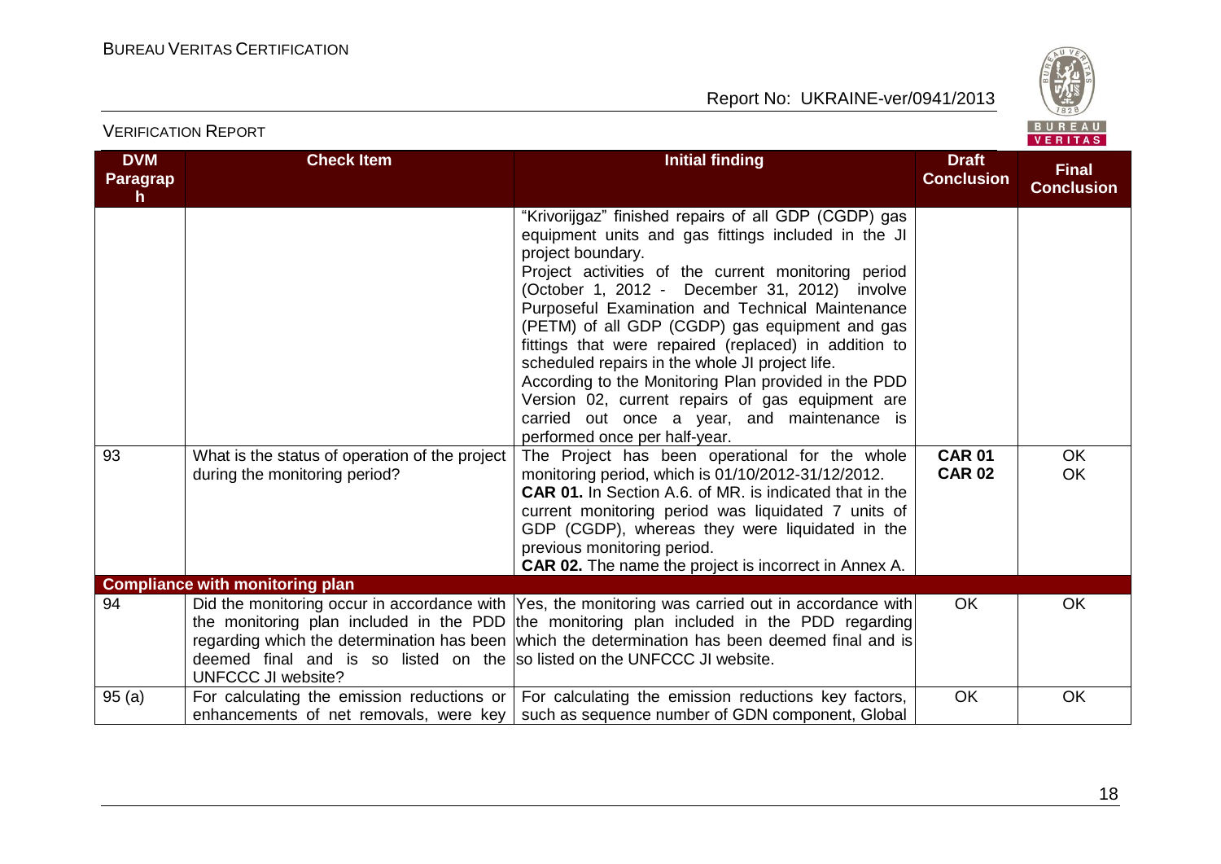| DVM Paragraph | Check Item | Initial finding | Draft Conclusion | Final Conclusion |
|---|---|---|---|---|
| | | "Krivorijgaz" finished repairs of all GDP (CGDP) gas equipment units and gas fittings included in the JI project boundary. Project activities of the current monitoring period (October 1, 2012 - December 31, 2012) involve Purposeful Examination and Technical Maintenance (PETM) of all GDP (CGDP) gas equipment and gas fittings that were repaired (replaced) in addition to scheduled repairs in the whole JI project life. According to the Monitoring Plan provided in the PDD Version 02, current repairs of gas equipment are carried out once a year, and maintenance is performed once per half-year. | | |
| 93 | What is the status of operation of the project during the monitoring period? | The Project has been operational for the whole monitoring period, which is 01/10/2012-31/12/2012. **CAR 01.** In Section A.6. of MR. is indicated that in the current monitoring period was liquidated 7 units of GDP (CGDP), whereas they were liquidated in the previous monitoring period. **CAR 02.** The name the project is incorrect in Annex A. | **CAR 01** **CAR 02** | OK OK |
| **Compliance with monitoring plan** | | | | |
| 94 | Did the monitoring occur in accordance with the monitoring plan included in the PDD regarding which the determination has been deemed final and is so listed on the UNFCCC JI website? | Yes, the monitoring was carried out in accordance with the monitoring plan included in the PDD regarding which the determination has been deemed final and is so listed on the UNFCCC JI website. | OK | OK |
| 95 (a) | For calculating the emission reductions or enhancements of net removals, were key | For calculating the emission reductions key factors, such as sequence number of GDN component, Global | OK | OK |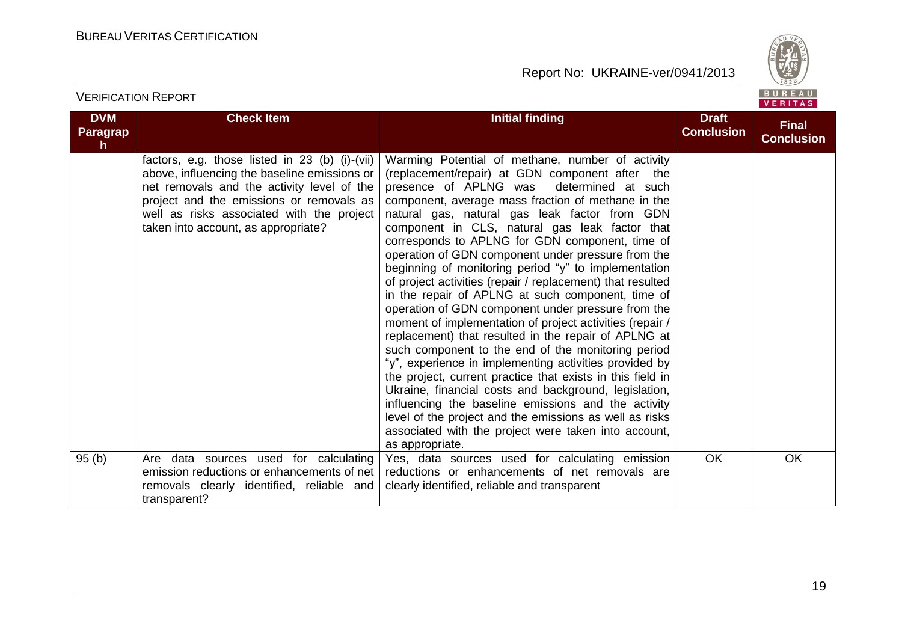| DVM Paragraph | Check Item | Initial finding | Draft Conclusion | Final Conclusion |
|---|---|---|---|---|
| | factors, e.g. those listed in 23 (b) (i)-(vii) above, influencing the baseline emissions or net removals and the activity level of the project and the emissions or removals as well as risks associated with the project taken into account, as appropriate? | Warming Potential of methane, number of activity (replacement/repair) at GDN component after the presence of APLNG was determined at such component, average mass fraction of methane in the natural gas, natural gas leak factor from GDN component in CLS, natural gas leak factor that corresponds to APLNG for GDN component, time of operation of GDN component under pressure from the beginning of monitoring period "y" to implementation of project activities (repair / replacement) that resulted in the repair of APLNG at such component, time of operation of GDN component under pressure from the moment of implementation of project activities (repair / replacement) that resulted in the repair of APLNG at such component to the end of the monitoring period "y", experience in implementing activities provided by the project, current practice that exists in this field in Ukraine, financial costs and background, legislation, influencing the baseline emissions and the activity level of the project and the emissions as well as risks associated with the project were taken into account, as appropriate. | | |
| 95 (b) | Are data sources used for calculating emission reductions or enhancements of net removals clearly identified, reliable and transparent? | Yes, data sources used for calculating emission reductions or enhancements of net removals are clearly identified, reliable and transparent | OK | OK |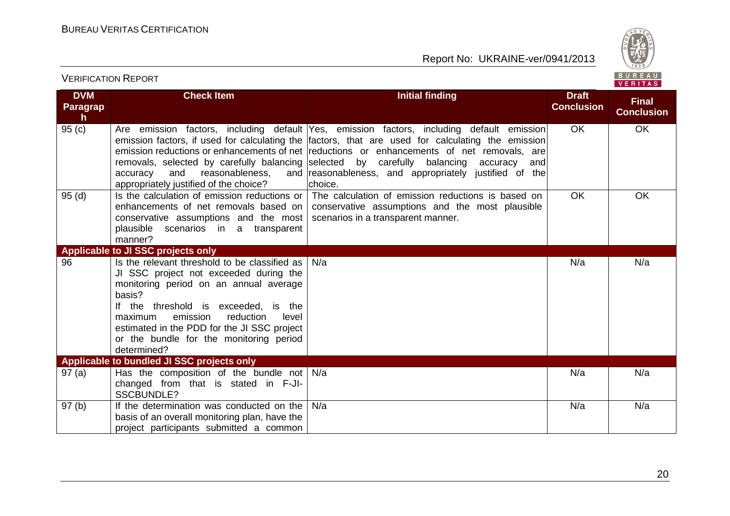| DVM Paragraph | Check Item | Initial finding | Draft Conclusion | Final Conclusion |
|---|---|---|---|---|
| 95 (c) | Are emission factors, including default emission factors, if used for calculating the emission reductions or enhancements of net removals, selected by carefully balancing accuracy and reasonableness, and appropriately justified of the choice? | Yes, emission factors, including default emission factors, that are used for calculating the emission reductions or enhancements of net removals, are selected by carefully balancing accuracy and reasonableness, and appropriately justified of the choice. | OK | OK |
| 95 (d) | Is the calculation of emission reductions or enhancements of net removals based on conservative assumptions and the most plausible scenarios in a transparent manner? | The calculation of emission reductions is based on conservative assumptions and the most plausible scenarios in a transparent manner. | OK | OK |
| **Applicable to JI SSC projects only** | | | | |
| 96 | Is the relevant threshold to be classified as JI SSC project not exceeded during the monitoring period on an annual average basis?<br>If the threshold is exceeded, is the maximum emission reduction level estimated in the PDD for the JI SSC project or the bundle for the monitoring period determined? | N/a | N/a | N/a |
| **Applicable to bundled JI SSC projects only** | | | | |
| 97 (a) | Has the composition of the bundle not changed from that is stated in F-JI-SSCBUNDLE? | N/a | N/a | N/a |
| 97 (b) | If the determination was conducted on the basis of an overall monitoring plan, have the project participants submitted a common | N/a | N/a | N/a |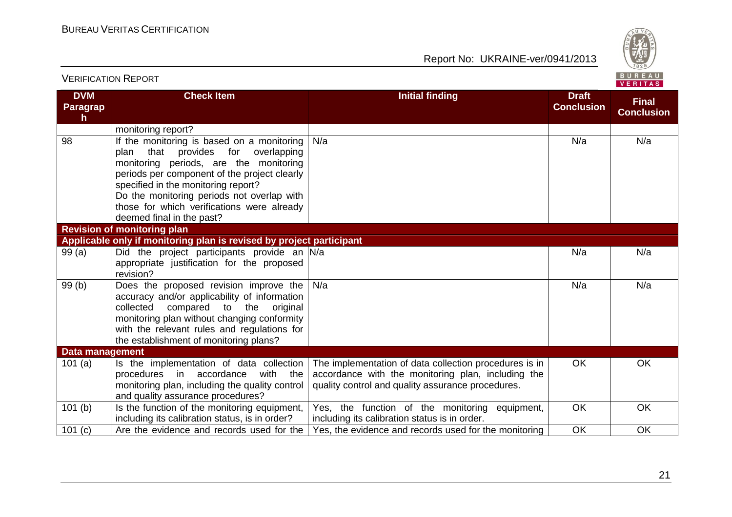| DVM Paragraph | Check Item | Initial finding | Draft Conclusion | Final Conclusion |
|---|---|---|---|---|
| | monitoring report? | | | |
| 98 | If the monitoring is based on a monitoring plan that provides for overlapping monitoring periods, are the monitoring periods per component of the project clearly specified in the monitoring report? Do the monitoring periods not overlap with those for which verifications were already deemed final in the past? | N/a | N/a | N/a |
| **Revision of monitoring plan** | | | | |
| **Applicable only if monitoring plan is revised by project participant** | | | | |
| 99 (a) | Did the project participants provide an appropriate justification for the proposed revision? | N/a | N/a | N/a |
| 99 (b) | Does the proposed revision improve the accuracy and/or applicability of information collected compared to the original monitoring plan without changing conformity with the relevant rules and regulations for the establishment of monitoring plans? | N/a | N/a | N/a |
| **Data management** | | | | |
| 101 (a) | Is the implementation of data collection procedures in accordance with the monitoring plan, including the quality control and quality assurance procedures? | The implementation of data collection procedures is in accordance with the monitoring plan, including the quality control and quality assurance procedures. | OK | OK |
| 101 (b) | Is the function of the monitoring equipment, including its calibration status, is in order? | Yes, the function of the monitoring equipment, including its calibration status is in order. | OK | OK |
| 101 (c) | Are the evidence and records used for the | Yes, the evidence and records used for the monitoring | OK | OK |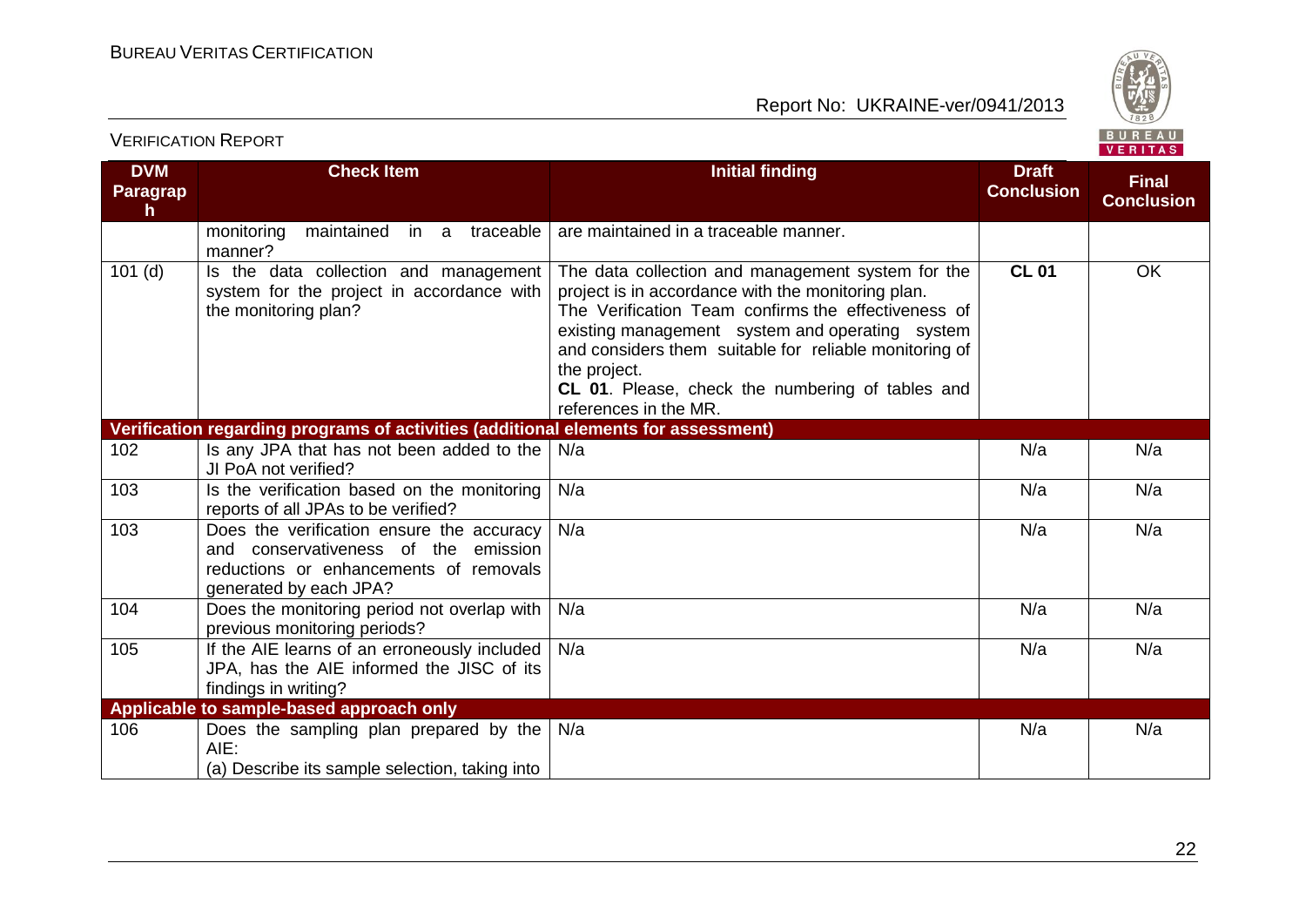| DVM Paragraph | Check Item | Initial finding | Draft Conclusion | Final Conclusion |
|---|---|---|---|---|
| | monitoring maintained in a traceable manner? | are maintained in a traceable manner. | | |
| 101 (d) | Is the data collection and management system for the project in accordance with the monitoring plan? | The data collection and management system for the project is in accordance with the monitoring plan. The Verification Team confirms the effectiveness of existing management system and operating system and considers them suitable for reliable monitoring of the project. **CL 01**. Please, check the numbering of tables and references in the MR. | **CL 01** | OK |
| **Verification regarding programs of activities (additional elements for assessment)** | | | | |
| 102 | Is any JPA that has not been added to the JI PoA not verified? | N/a | N/a | N/a |
| 103 | Is the verification based on the monitoring reports of all JPAs to be verified? | N/a | N/a | N/a |
| 103 | Does the verification ensure the accuracy and conservativeness of the emission reductions or enhancements of removals generated by each JPA? | N/a | N/a | N/a |
| 104 | Does the monitoring period not overlap with previous monitoring periods? | N/a | N/a | N/a |
| 105 | If the AIE learns of an erroneously included JPA, has the AIE informed the JISC of its findings in writing? | N/a | N/a | N/a |
| **Applicable to sample-based approach only** | | | | |
| 106 | Does the sampling plan prepared by the AIE:<br>(a) Describe its sample selection, taking into | N/a | N/a | N/a |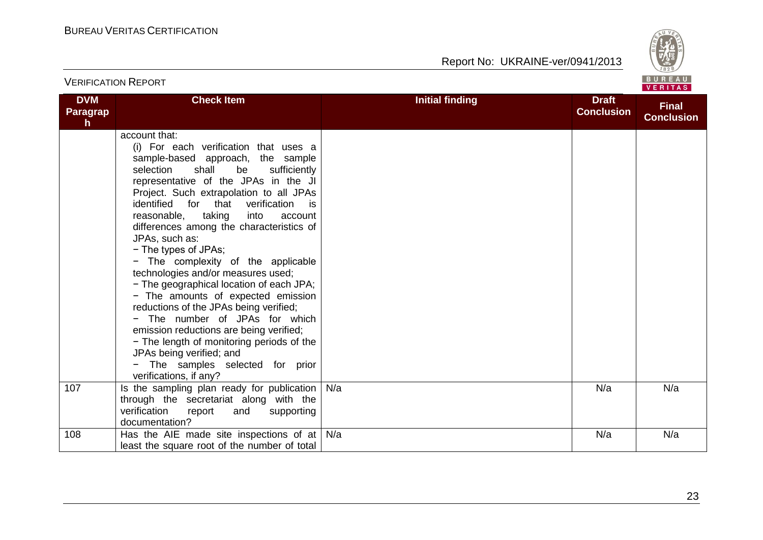| DVM Paragraph | Check Item | Initial finding | Draft Conclusion | Final Conclusion |
|---|---|---|---|---|
| | account that:<br>(i) For each verification that uses a sample-based approach, the sample selection shall be sufficiently representative of the JPAs in the JI Project. Such extrapolation to all JPAs identified for that verification is reasonable, taking into account differences among the characteristics of JPAs, such as:<br>− The types of JPAs;<br>− The complexity of the applicable technologies and/or measures used;<br>− The geographical location of each JPA;<br>− The amounts of expected emission reductions of the JPAs being verified;<br>− The number of JPAs for which emission reductions are being verified;<br>− The length of monitoring periods of the JPAs being verified; and<br>− The samples selected for prior verifications, if any? | | | |
| 107 | Is the sampling plan ready for publication through the secretariat along with the verification report and supporting documentation? | N/a | N/a | N/a |
| 108 | Has the AIE made site inspections of at least the square root of the number of total | N/a | N/a | N/a |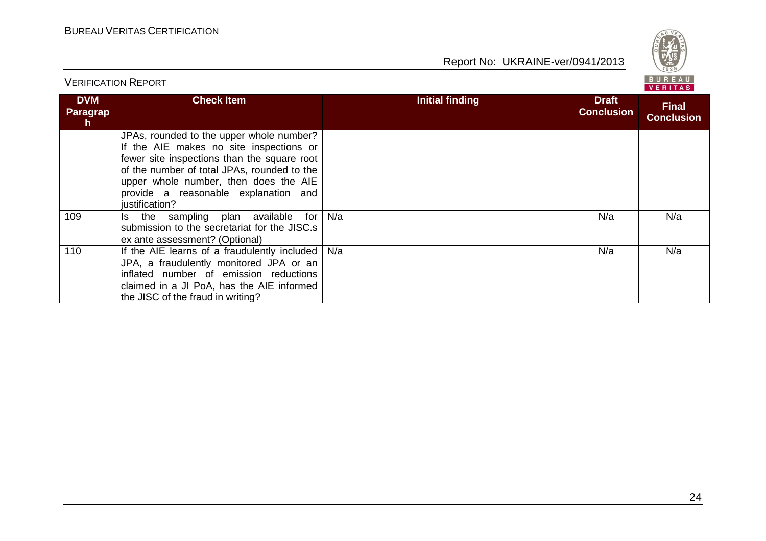| DVM Paragraph | Check Item | Initial finding | Draft Conclusion | Final Conclusion |
|---|---|---|---|---|
| | JPAs, rounded to the upper whole number? If the AIE makes no site inspections or fewer site inspections than the square root of the number of total JPAs, rounded to the upper whole number, then does the AIE provide a reasonable explanation and justification? | | | |
| 109 | Is the sampling plan available for submission to the secretariat for the JISC.s ex ante assessment? (Optional) | N/a | N/a | N/a |
| 110 | If the AIE learns of a fraudulently included JPA, a fraudulently monitored JPA or an inflated number of emission reductions claimed in a JI PoA, has the AIE informed the JISC of the fraud in writing? | N/a | N/a | N/a |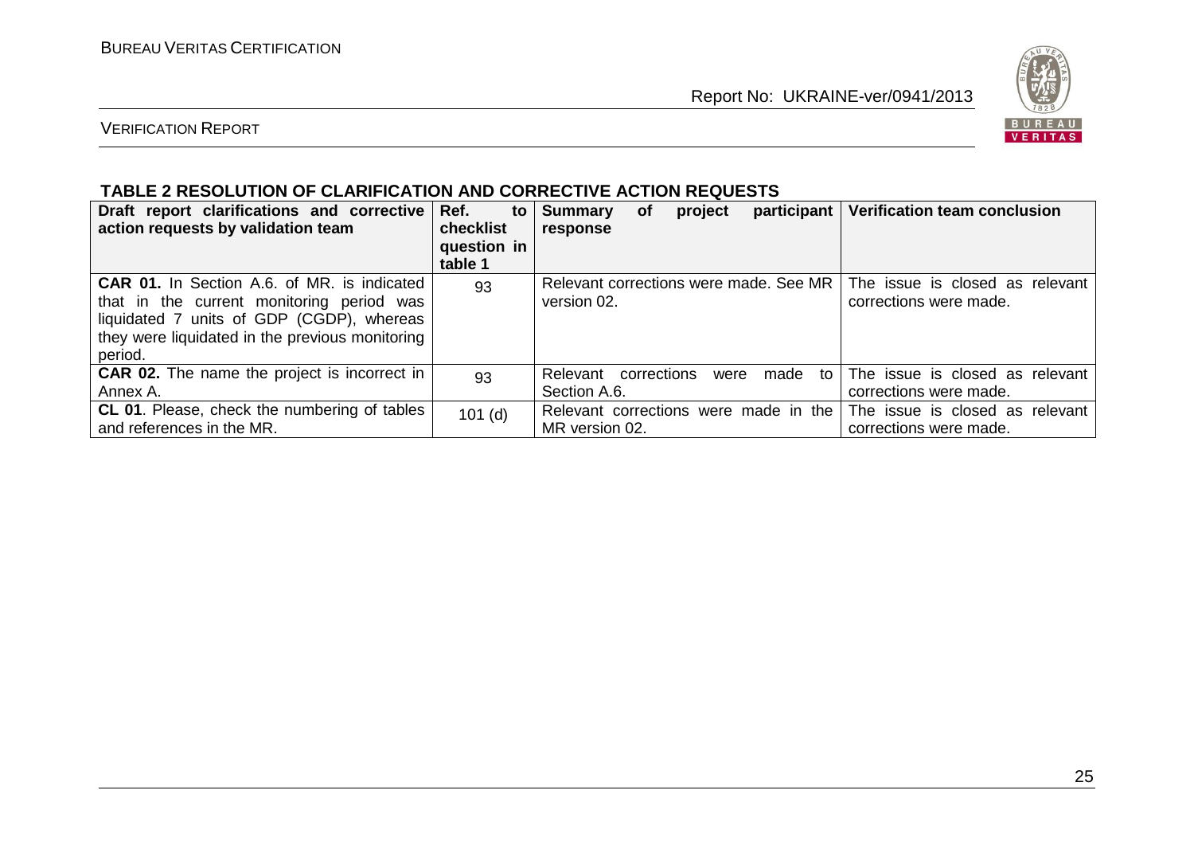#### TABLE 2 RESOLUTION OF CLARIFICATION AND CORRECTIVE ACTION REQUESTS

| Draft report clarifications and corrective action requests by validation team | Ref. to checklist question in table 1 | Summary of project participant response | Verification team conclusion |
|---|---|---|---|
| **CAR 01.** In Section A.6. of MR. is indicated that in the current monitoring period was liquidated 7 units of GDP (CGDP), whereas they were liquidated in the previous monitoring period. | 93 | Relevant corrections were made. See MR version 02. | The issue is closed as relevant corrections were made. |
| **CAR 02.** The name the project is incorrect in Annex A. | 93 | Relevant corrections were made to Section A.6. | The issue is closed as relevant corrections were made. |
| **CL 01**. Please, check the numbering of tables and references in the MR. | 101 (d) | Relevant corrections were made in the MR version 02. | The issue is closed as relevant corrections were made. |